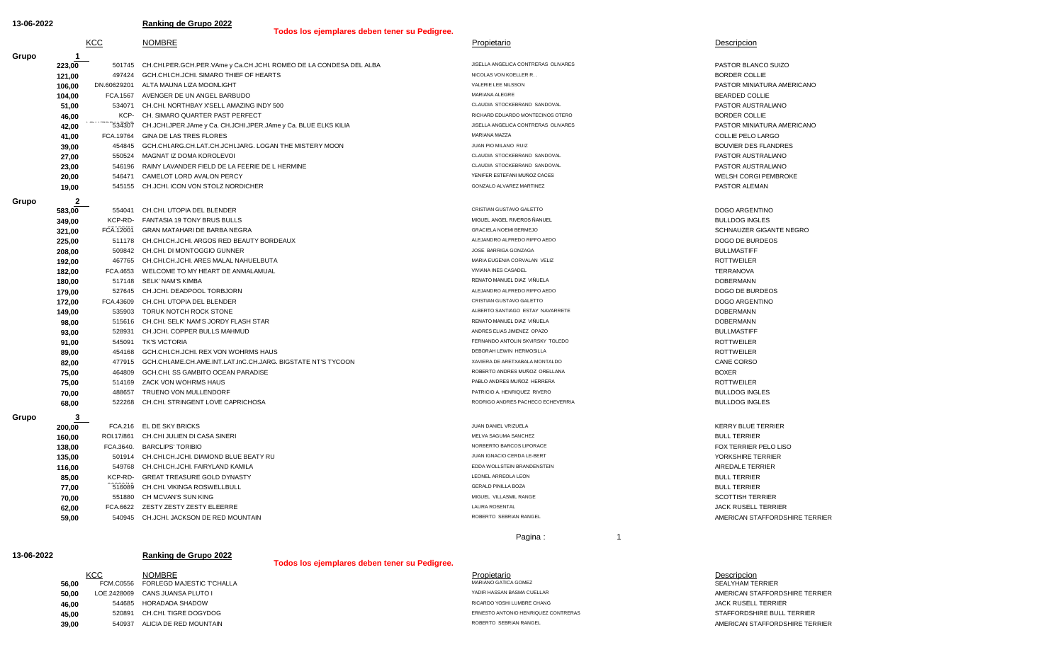13-06-2022

## Ranking de Grupo 2022

**Todos los ejemplares deben tener su Pedigree.**

| | | KCC | NOMBRE | Propietario | Descripcion |
|---|---|---|---|---|---|
| Grupo 1 | | | | | |
| | 223,00 | 501745 | CH.CHI.PER.GCH.PER.VAme y Ca.CH.JCHI. ROMEO DE LA CONDESA DEL ALBA | JISELLA ANGELICA CONTRERAS OLIVARES | PASTOR BLANCO SUIZO |
| | 121,00 | 497424 | GCH.CHI.CH.JCHI. SIMARO THIEF OF HEARTS | NICOLAS VON KOELLER R. . | BORDER COLLIE |
| | 106,00 | DN.60629201 | ALTA MAUNA LIZA MOONLIGHT | VALERIE LEE NILSSON | PASTOR MINIATURA AMERICANO |
| | 104,00 | FCA.1567 | AVENGER DE UN ANGEL BARBUDO | MARIANA ALEGRE | BEARDED COLLIE |
| | 51,00 | 534071 | CH.CHI. NORTHBAY X'SELL AMAZING INDY 500 | CLAUDIA STOCKEBRAND SANDOVAL | PASTOR AUSTRALIANO |
| | 46,00 | KCP- | CH. SIMARO QUARTER PAST PERFECT | RICHARD EDUARDO MONTECINOS OTERO | BORDER COLLIE |
| | 42,00 | 534307 | CH.JCHI.JPER.JAme y Ca. CH.JCHI.JPER.JAme y Ca. BLUE ELKS KILIA | JISELLA ANGELICA CONTRERAS OLIVARES | PASTOR MINIATURA AMERICANO |
| | 41,00 | FCA.19764 | GINA DE LAS TRES FLORES | MARIANA MAZZA | COLLIE PELO LARGO |
| | 39,00 | 454845 | GCH.CHI.ARG.CH.LAT.CH.JCHI.JARG. LOGAN THE MISTERY MOON | JUAN PIO MILANO RUIZ | BOUVIER DES FLANDRES |
| | 27,00 | 550524 | MAGNAT IZ DOMA KOROLEVOI | CLAUDIA STOCKEBRAND SANDOVAL | PASTOR AUSTRALIANO |
| | 23,00 | 546196 | RAINY LAVANDER FIELD DE LA FEERIE DE L HERMINE | CLAUDIA STOCKEBRAND SANDOVAL | PASTOR AUSTRALIANO |
| | 20,00 | 546471 | CAMELOT LORD AVALON PERCY | YENIFER ESTEFANI MUÑOZ CACES | WELSH CORGI PEMBROKE |
| | 19,00 | 545155 | CH.JCHI. ICON VON STOLZ NORDICHER | GONZALO ALVAREZ MARTINEZ | PASTOR ALEMAN |
| Grupo 2 | | | | | |
| | 583,00 | 554041 | CH.CHI. UTOPIA DEL BLENDER | CRISTIAN GUSTAVO GALETTO | DOGO ARGENTINO |
| | 349,00 | KCP-RD- | FANTASIA 19 TONY BRUS BULLS | MIGUEL ANGEL RIVEROS ÑANUEL | BULLDOG INGLES |
| | 321,00 | FCA.12001 | GRAN MATAHARI DE BARBA NEGRA | GRACIELA NOEMI BERMEJO | SCHNAUZER GIGANTE NEGRO |
| | 225,00 | 511178 | CH.CHI.CH.JCHI. ARGOS RED BEAUTY BORDEAUX | ALEJANDRO ALFREDO RIFFO AEDO | DOGO DE BURDEOS |
| | 208,00 | 509842 | CH.CHI. DI MONTOGGIO GUNNER | JOSE BARRIGA GONZAGA | BULLMASTIFF |
| | 192,00 | 467765 | CH.CHI.CH.JCHI. ARES MALAL NAHUELBUTA | MARIA EUGENIA CORVALAN VELIZ | ROTTWEILER |
| | 182,00 | FCA.4653 | WELCOME TO MY HEART DE ANMALAMUAL | VIVIANA INES CASADEL | TERRANOVA |
| | 180,00 | 517148 | SELK' NAM'S KIMBA | RENATO MANUEL DIAZ VIÑUELA | DOBERMANN |
| | 179,00 | 527645 | CH.JCHI. DEADPOOL TORBJORN | ALEJANDRO ALFREDO RIFFO AEDO | DOGO DE BURDEOS |
| | 172,00 | FCA.43609 | CH.CHI. UTOPIA DEL BLENDER | CRISTIAN GUSTAVO GALETTO | DOGO ARGENTINO |
| | 149,00 | 535903 | TORUK NOTCH ROCK STONE | ALBERTO SANTIAGO ESTAY NAVARRETE | DOBERMANN |
| | 98,00 | 515616 | CH.CHI. SELK' NAM'S JORDY FLASH STAR | RENATO MANUEL DIAZ VIÑUELA | DOBERMANN |
| | 93,00 | 528931 | CH.JCHI. COPPER BULLS MAHMUD | ANDRES ELIAS JIMENEZ OPAZO | BULLMASTIFF |
| | 91,00 | 545091 | TK'S VICTORIA | FERNANDO ANTOLIN SKVIRSKY TOLEDO | ROTTWEILER |
| | 89,00 | 454168 | GCH.CHI.CH.JCHI. REX VON WOHRMS HAUS | DEBORAH LEWIN HERMOSILLA | ROTTWEILER |
| | 82,00 | 477915 | GCH.CHI.AME.CH.AME.INT.LAT.InC.CH.JARG. BIGSTATE NT'S TYCOON | XAVIERA DE ARETXABALA MONTALDO | CANE CORSO |
| | 75,00 | 464809 | GCH.CHI. SS GAMBITO OCEAN PARADISE | ROBERTO ANDRES MUÑOZ ORELLANA | BOXER |
| | 75,00 | 514169 | ZACK VON WOHRMS HAUS | PABLO ANDRES MUÑOZ HERRERA | ROTTWEILER |
| | 70,00 | 488657 | TRUENO VON MULLENDORF | PATRICIO A. HENRIQUEZ RIVERO | BULLDOG INGLES |
| | 68,00 | 522268 | CH.CHI. STRINGENT LOVE CAPRICHOSA | RODRIGO ANDRES PACHECO ECHEVERRIA | BULLDOG INGLES |
| Grupo 3 | | | | | |
| | 200,00 | FCA.216 | EL DE SKY BRICKS | JUAN DANIEL VRIZUELA | KERRY BLUE TERRIER |
| | 160,00 | ROI.17/861 | CH.CHI JULIEN DI CASA SINERI | MELVA SAGUMA SANCHEZ | BULL TERRIER |
| | 138,00 | FCA.3640. | BARCLIPS' TORIBIO | NORBERTO BARCOS LIPORACE | FOX TERRIER PELO LISO |
| | 135,00 | 501914 | CH.CHI.CH.JCHI. DIAMOND BLUE BEATY RU | JUAN IGNACIO CERDA LE-BERT | YORKSHIRE TERRIER |
| | 116,00 | 549768 | CH.CHI.CH.JCHI. FAIRYLAND KAMILA | EDDA WOLLSTEIN BRANDENSTEIN | AIREDALE TERRIER |
| | 85,00 | KCP-RD- | GREAT TREASURE GOLD DYNASTY | LEONEL ARREOLA LEON | BULL TERRIER |
| | 77,00 | 516089 | CH.CHI. VIKINGA ROSWELLBULL | GERALD PINILLA BOZA | BULL TERRIER |
| | 70,00 | 551880 | CH MCVAN'S SUN KING | MIGUEL VILLASMIL RANGE | SCOTTISH TERRIER |
| | 62,00 | FCA.6622 | ZESTY ZESTY ZESTY ELEERRE | LAURA ROSENTAL | JACK RUSELL TERRIER |
| | 59,00 | 540945 | CH.JCHI. JACKSON DE RED MOUNTAIN | ROBERTO SEBRIAN RANGEL | AMERICAN STAFFORDSHIRE TERRIER |
| | 56,00 | FCM.C0556 | FORLEGD MAJESTIC T'CHALLA | MARIANO GATICA GOMEZ | SEALYHAM TERRIER |
| | 50,00 | LOE.2428069 | CANS JUANSA PLUTO I | YADIR HASSAN BASMA CUELLAR | AMERICAN STAFFORDSHIRE TERRIER |
| | 46,00 | 544685 | HORADADA SHADOW | RICARDO YOSHI LUMBRE CHANG | JACK RUSELL TERRIER |
| | 45,00 | 520891 | CH.CHI. TIGRE DOGYDOG | ERNESTO ANTONIO HENRIQUEZ CONTRERAS | STAFFORDSHIRE BULL TERRIER |
| | 39,00 | 540937 | ALICIA DE RED MOUNTAIN | ROBERTO SEBRIAN RANGEL | AMERICAN STAFFORDSHIRE TERRIER |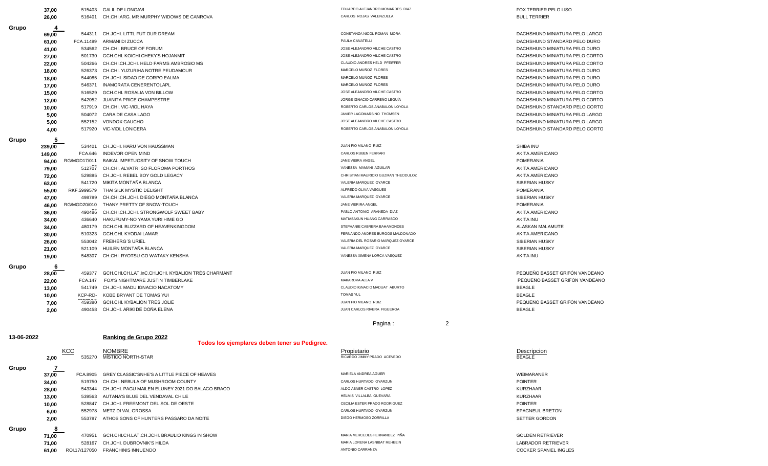| | Puntos | KCC | NOMBRE | Propietario | Descripcion |
|---|---|---|---|---|---|
| | 37,00 | 515403 | GALIL DE LONGAVI | EDUARDO ALEJANDRO MONARDES DIAZ | FOX TERRIER PELO LISO |
| | 26,00 | 516401 | CH.CHI.ARG. MR MURPHY WIDOWS DE CANROVA | CARLOS ROJAS VALENZUELA | BULL TERRIER |
| **Grupo 4** | | | | | |
| | 69,00 | 544311 | CH.JCHI. LITTL FUT OUR DREAM | CONSTANZA NICOL ROMAN MORA | DACHSHUND MINIATURA PELO LARGO |
| | 61,00 | FCA.11499 | ARMANI DI ZUCCA | PAULA CANATELLI | DACHSHUND STANDARD PELO DURO |
| | 41,00 | 534562 | CH.CHI. BRUCE OF FORUM | JOSE ALEJANDRO VILCHE CASTRO | DACHSHUND MINIATURA PELO DURO |
| | 27,00 | 501730 | GCH.CHI. KOICHI CHEKY'S HOJANMIT | JOSE ALEJANDRO VILCHE CASTRO | DACHSHUND MINIATURA PELO CORTO |
| | 22,00 | 504266 | CH.CHI.CH.JCHI. HELD FARMS AMBROSIO MS | CLAUDIO ANDRES HELD PFEIFFER | DACHSHUND MINIATURA PELO CORTO |
| | 18,00 | 526373 | CH.CHI. YUZURIHA NOTRE PEUDAMOUR | MARCELO MUÑOZ FLORES | DACHSHUND MINIATURA PELO DURO |
| | 18,00 | 544085 | CH.JCHI. SIDAO DE CORPO EALMA | MARCELO MUÑOZ FLORES | DACHSHUND MINIATURA PELO DURO |
| | 17,00 | 546371 | INAMORATA CENERENTOLAPL | MARCELO MUÑOZ FLORES | DACHSHUND MINIATURA PELO DURO |
| | 15,00 | 516529 | GCH.CHI. ROSALIA VON BILLOW | JOSE ALEJANDRO VILCHE CASTRO | DACHSHUND MINIATURA PELO CORTO |
| | 12,00 | 542052 | JUANITA PRICE CHAMPESTRE | JORGE IGNACIO CARREÑO LEGUÍA | DACHSHUND MINIATURA PELO CORTO |
| | 10,00 | 517919 | CH.CHI. VIC-VIOL HAYA | ROBERTO CARLOS ANABALON LOYOLA | DACHSHUND STANDARD PELO CORTO |
| | 5,00 | 504072 | CARA DE CASA LAGO | JAVIER LAGOMARSINO THOMSEN | DACHSHUND MINIATURA PELO LARGO |
| | 5,00 | 552152 | VONDOX GAUCHO | JOSE ALEJANDRO VILCHE CASTRO | DACHSHUND MINIATURA PELO LARGO |
| | 4,00 | 517920 | VIC-VIOL LONICERA | ROBERTO CARLOS ANABALON LOYOLA | DACHSHUND STANDARD PELO CORTO |
| **Grupo 5** | | | | | |
| | 239,00 | 534401 | CH.JCHI. HARU VON HAUSSMAN | JUAN PIO MILANO RUIZ | SHIBA INU |
| | 149,00 | FCA.646 | INDEVOR OPEN MIND | CARLOS RUBEN FERRARI | AKITA AMERICANO |
| | 94,00 | RG/MGD17/011 | BAIKAL IMPETUOSITY OF SNOW TOUCH | JANE VIEIRA ANGEL | POMERANIA |
| | 79,00 | 512707 | CH.CHI. ALVATRI SO FLOROMA PORTHOS | VANESSA MAMANI AGUILAR | AKITA AMERICANO |
| | 72,00 | 529885 | CH.JCHI. REBEL BOY GOLD LEGACY | CHRISTIAN MAURICIO GUZMAN THEODULOZ | AKITA AMERICANO |
| | 63,00 | 541720 | MIKITA MONTAÑA BLANCA | VALERIA MARQUEZ OYARCE | SIBERIAN HUSKY |
| | 55,00 | RKF.5999579 | THAI SILK MYSTIC DELIGHT | ALFREDO OLIVA VASGUES | POMERANIA |
| | 47,00 | 498789 | CH.CHI.CH.JCHI. DIEGO MONTAÑA BLANCA | VALERIA MARQUEZ OYARCE | SIBERIAN HUSKY |
| | 46,00 | RG/MGD20/010 | THANY PRETTY OF SNOW-TOUCH | JANE VIERIRA ANGEL | POMERANIA |
| | 36,00 | 490486 | CH.CHI.CH.JCHI. STRONGWOLF SWEET BABY | PABLO ANTONIO ARANEDA DIAZ | AKITA AMERICANO |
| | 34,00 | 436640 | HAKUFUMY-NO YAMA YURI HIME GO | MATIASAKUN HUANG CARRASCO | AKITA INU |
| | 34,00 | 480179 | GCH.CHI. BLIZZARD OF HEAVENKINGDOM | STEPHANIE CABRERA BAHAMONDES | ALASKAN MALAMUTE |
| | 30,00 | 510323 | GCH.CHI. KYODAI LAMAR | FERNANDO ANDRES BURGOS MALDONADO | AKITA AMERICANO |
| | 26,00 | 553042 | FREIHERG´S URIEL | VALERIA DEL ROSARIO MARQUEZ OYARCE | SIBERIAN HUSKY |
| | 21,00 | 521109 | HUILEN MONTAÑA BLANCA | VALERIA MARQUEZ OYARCE | SIBERIAN HUSKY |
| | 19,00 | 548307 | CH.CHI. RYOTSU GO WATAKY KENSHA | VANESSA XIMENA LORCA VASQUEZ | AKITA INU |
| **Grupo 6** | | | | | |
| | 28,00 | 459377 | GCH.CHI.CH.LAT.InC.CH.JCHI. KYBALION TRÈS CHARMANT | JUAN PIO MILANO RUIZ | PEQUEÑO BASSET GRIFÓN VANDEANO |
| | 22,00 | FCA.147 | FOX'S NIGHTMARE JUSTIN TIMBERLAKE | MAKAROVA ALLA V | PEQUEÑO BASSET GRIFON VANDEANO |
| | 13,00 | 541749 | CH.JCHI. MADU IGNACIO NACATOMY | CLAUDIO IGNACIO MADUAT ABURTO | BEAGLE |
| | 10,00 | KCP-RD- | KOBE BRYANT DE TOMAS YUI | TOMAS YUL | BEAGLE |
| | 7,00 | 459380 | GCH.CHI. KYBALION TRÈS JOLIE | JUAN PIO MILANO RUIZ | PEQUEÑO BASSET GRIFÓN VANDEANO |
| | 2,00 | 490458 | CH.JCHI. ARIKI DE DOÑA ELENA | JUAN CARLOS RIVERA FIGUEROA | BEAGLE |

13-06-2022

## Ranking de Grupo 2022

**Todos los ejemplares deben tener su Pedigree.**

| | Puntos | KCC | NOMBRE | Propietario | Descripcion |
|---|---|---|---|---|---|
| | 2,00 | 535270 | MISTICO NORTH-STAR | RICARDO JIMMY PRADO ACEVEDO | BEAGLE |
| **Grupo 7** | | | | | |
| | 37,00 | FCA.8905 | GREY CLASSIC'SNHE'S A LITTLE PIECE OF HEAVES | MARIELA ANDREA AGUER | WEIMARANER |
| | 34,00 | 519750 | CH.CHI. NEBULA OF MUSHROOM COUNTY | CARLOS HURTADO OYARZUN | POINTER |
| | 28,00 | 543344 | CH.JCHI. PAGU MAILEN ELUNEY 2021 DO BALACO BRACO | ALDO ABNER CASTRO LOPEZ | KURZHAAR |
| | 13,00 | 539563 | AUTANA'S BLUE DEL VENDAVAL CHILE | HELMIS VILLALBA GUEVARA | KURZHAAR |
| | 10,00 | 528847 | CH.JCHI. FREEMONT DEL SOL DE OESTE | CECILIA ESTER PRADO RODRIGUEZ | POINTER |
| | 6,00 | 552978 | METZ DI VAL GROSSA | CARLOS HURTADO OYARZUN | EPAGNEUL BRETON |
| | 2,00 | 553787 | ATHOS SONS OF HUNTERS PASSARO DA NOITE | DIEGO HERMOSO ZORRILLA | SETTER GORDON |
| **Grupo 8** | | | | | |
| | 71,00 | 470951 | GCH.CHI.CH.LAT.CH.JCHI. BRAULIO KINGS IN SHOW | MARIA MERCEDES FERNANDEZ PIÑA | GOLDEN RETRIEVER |
| | 71,00 | 528167 | CH.JCHI. DUBROVNIK'S HILDA | MARIA LORENA LASNIBAT REHBEIN | LABRADOR RETRIEVER |
| | 61,00 | ROI.17/127050 | FRANCHINIS INNUENDO | ANTONIO CARRANZA | COCKER SPANIEL INGLES |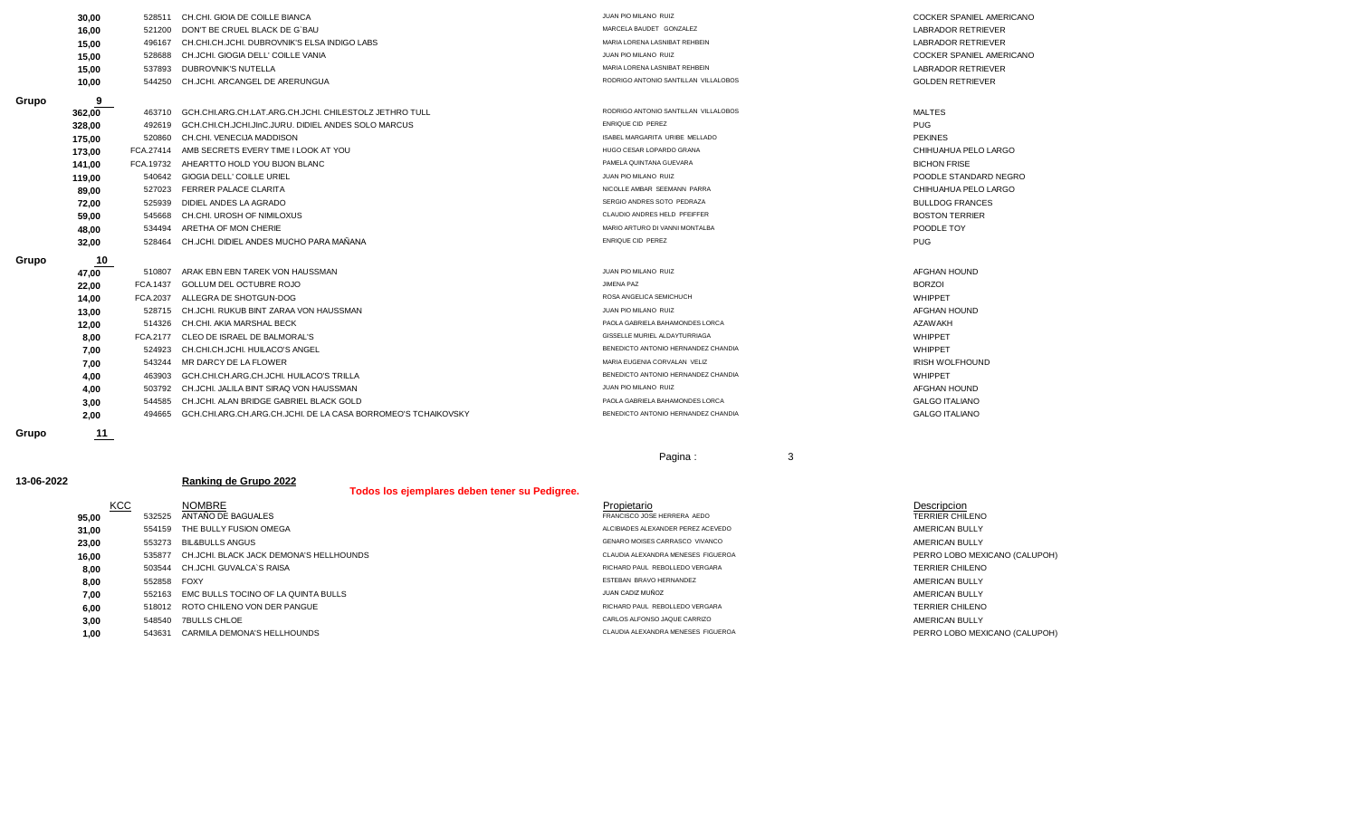| | | | | |
|---|---|---|---|---|
| 30,00 | 528511 | CH.CHI. GIOIA DE COILLE BIANCA | JUAN PIO MILANO RUIZ | COCKER SPANIEL AMERICANO |
| 16,00 | 521200 | DON'T BE CRUEL BLACK DE G`BAU | MARCELA BAUDET GONZALEZ | LABRADOR RETRIEVER |
| 15,00 | 496167 | CH.CHI.CH.JCHI. DUBROVNIK'S ELSA INDIGO LABS | MARIA LORENA LASNIBAT REHBEIN | LABRADOR RETRIEVER |
| 15,00 | 528688 | CH.JCHI. GIOGIA DELL' COILLE VANIA | JUAN PIO MILANO RUIZ | COCKER SPANIEL AMERICANO |
| 15,00 | 537893 | DUBROVNIK'S NUTELLA | MARIA LORENA LASNIBAT REHBEIN | LABRADOR RETRIEVER |
| 10,00 | 544250 | CH.JCHI. ARCANGEL DE ARERUNGUA | RODRIGO ANTONIO SANTILLAN VILLALOBOS | GOLDEN RETRIEVER |

**Grupo 9**

| | | | | |
|---|---|---|---|---|
| 362,00 | 463710 | GCH.CHI.ARG.CH.LAT.ARG.CH.JCHI. CHILESTOLZ JETHRO TULL | RODRIGO ANTONIO SANTILLAN VILLALOBOS | MALTES |
| 328,00 | 492619 | GCH.CHI.CH.JCHI.JInC.JURU. DIDIEL ANDES SOLO MARCUS | ENRIQUE CID PEREZ | PUG |
| 175,00 | 520860 | CH.CHI. VENECIJA MADDISON | ISABEL MARGARITA URIBE MELLADO | PEKINES |
| 173,00 | FCA.27414 | AMB SECRETS EVERY TIME I LOOK AT YOU | HUGO CESAR LOPARDO GRANA | CHIHUAHUA PELO LARGO |
| 141,00 | FCA.19732 | AHEARTTO HOLD YOU BIJON BLANC | PAMELA QUINTANA GUEVARA | BICHON FRISE |
| 119,00 | 540642 | GIOGIA DELL' COILLE URIEL | JUAN PIO MILANO RUIZ | POODLE STANDARD NEGRO |
| 89,00 | 527023 | FERRER PALACE CLARITA | NICOLLE AMBAR SEEMANN PARRA | CHIHUAHUA PELO LARGO |
| 72,00 | 525939 | DIDIEL ANDES LA AGRADO | SERGIO ANDRES SOTO PEDRAZA | BULLDOG FRANCES |
| 59,00 | 545668 | CH.CHI. UROSH OF NIMILOXUS | CLAUDIO ANDRES HELD PFEIFFER | BOSTON TERRIER |
| 48,00 | 534494 | ARETHA OF MON CHERIE | MARIO ARTURO DI VANNI MONTALBA | POODLE TOY |
| 32,00 | 528464 | CH.JCHI. DIDIEL ANDES MUCHO PARA MAÑANA | ENRIQUE CID PEREZ | PUG |

**Grupo 10**

| | | | | |
|---|---|---|---|---|
| 47,00 | 510807 | ARAK EBN EBN TAREK VON HAUSSMAN | JUAN PIO MILANO RUIZ | AFGHAN HOUND |
| 22,00 | FCA.1437 | GOLLUM DEL OCTUBRE ROJO | JIMENA PAZ | BORZOI |
| 14,00 | FCA.2037 | ALLEGRA DE SHOTGUN-DOG | ROSA ANGELICA SEMICHUCH | WHIPPET |
| 13,00 | 528715 | CH.JCHI. RUKUB BINT ZARAA VON HAUSSMAN | JUAN PIO MILANO RUIZ | AFGHAN HOUND |
| 12,00 | 514326 | CH.CHI. AKIA MARSHAL BECK | PAOLA GABRIELA BAHAMONDES LORCA | AZAWAKH |
| 8,00 | FCA.2177 | CLEO DE ISRAEL DE BALMORAL'S | GISSELLE MURIEL ALDAYTURRIAGA | WHIPPET |
| 7,00 | 524923 | CH.CHI.CH.JCHI. HUILACO'S ANGEL | BENEDICTO ANTONIO HERNANDEZ CHANDIA | WHIPPET |
| 7,00 | 543244 | MR DARCY DE LA FLOWER | MARIA EUGENIA CORVALAN VELIZ | IRISH WOLFHOUND |
| 4,00 | 463903 | GCH.CHI.CH.ARG.CH.JCHI. HUILACO'S TRILLA | BENEDICTO ANTONIO HERNANDEZ CHANDIA | WHIPPET |
| 4,00 | 503792 | CH.JCHI. JALILA BINT SIRAQ VON HAUSSMAN | JUAN PIO MILANO RUIZ | AFGHAN HOUND |
| 3,00 | 544585 | CH.JCHI. ALAN BRIDGE GABRIEL BLACK GOLD | PAOLA GABRIELA BAHAMONDES LORCA | GALGO ITALIANO |
| 2,00 | 494665 | GCH.CHI.ARG.CH.ARG.CH.JCHI. DE LA CASA BORROMEO'S TCHAIKOVSKY | BENEDICTO ANTONIO HERNANDEZ CHANDIA | GALGO ITALIANO |

**Grupo 11**

13-06-2022

**Ranking de Grupo 2022**

**Todos los ejemplares deben tener su Pedigree.**

| | KCC | NOMBRE | Propietario | Descripcion |
|---|---|---|---|---|
| 95,00 | 532525 | ANTAÑO DE BAGUALES | FRANCISCO JOSE HERRERA AEDO | TERRIER CHILENO |
| 31,00 | 554159 | THE BULLY FUSION OMEGA | ALCIBIADES ALEXANDER PEREZ ACEVEDO | AMERICAN BULLY |
| 23,00 | 553273 | BIL&BULLS ANGUS | GENARO MOISES CARRASCO VIVANCO | AMERICAN BULLY |
| 16,00 | 535877 | CH.JCHI. BLACK JACK DEMONA'S HELLHOUNDS | CLAUDIA ALEXANDRA MENESES FIGUEROA | PERRO LOBO MEXICANO (CALUPOH) |
| 8,00 | 503544 | CH.JCHI. GUVALCA`S RAISA | RICHARD PAUL REBOLLEDO VERGARA | TERRIER CHILENO |
| 8,00 | 552858 | FOXY | ESTEBAN BRAVO HERNANDEZ | AMERICAN BULLY |
| 7,00 | 552163 | EMC BULLS TOCINO OF LA QUINTA BULLS | JUAN CADIZ MUÑOZ | AMERICAN BULLY |
| 6,00 | 518012 | ROTO CHILENO VON DER PANGUE | RICHARD PAUL REBOLLEDO VERGARA | TERRIER CHILENO |
| 3,00 | 548540 | 7BULLS CHLOE | CARLOS ALFONSO JAQUE CARRIZO | AMERICAN BULLY |
| 1,00 | 543631 | CARMILA DEMONA'S HELLHOUNDS | CLAUDIA ALEXANDRA MENESES FIGUEROA | PERRO LOBO MEXICANO (CALUPOH) |